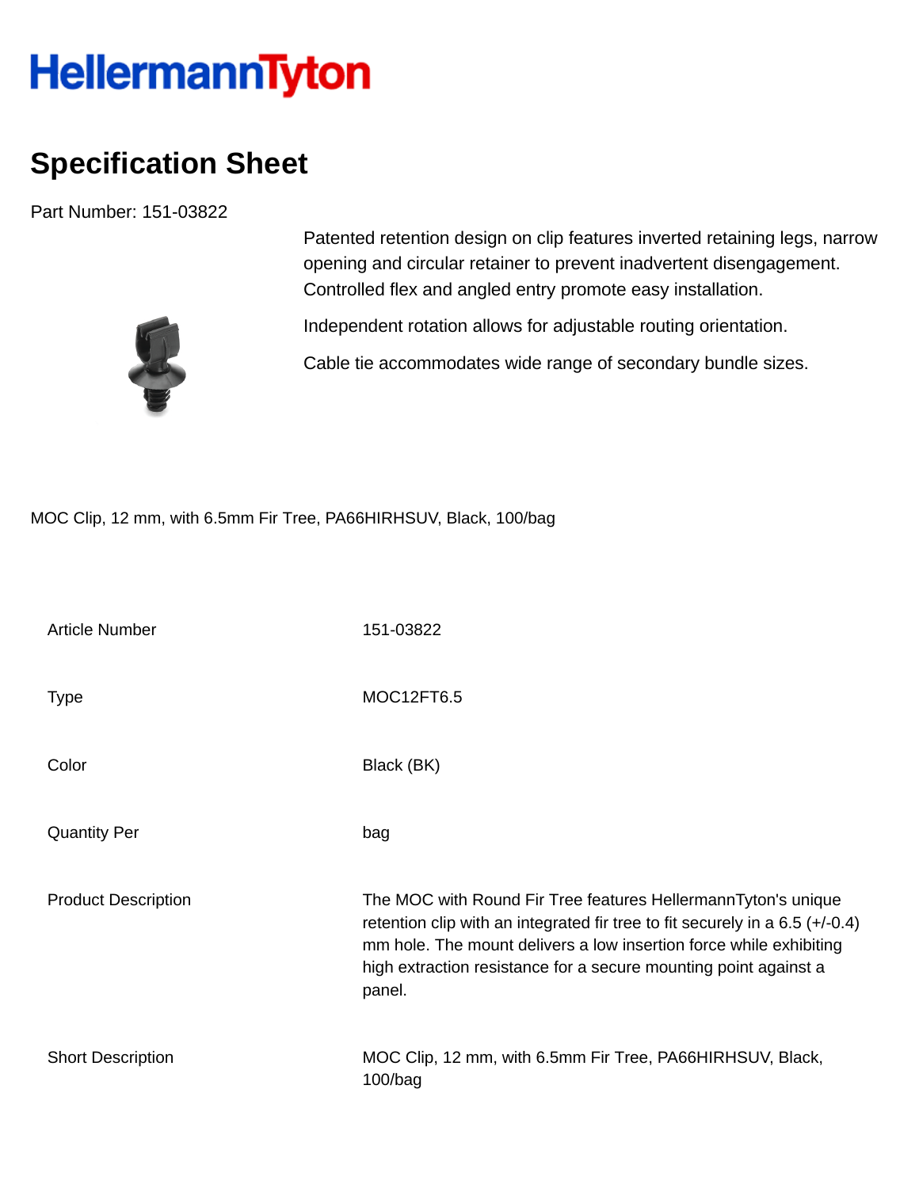HellermannTyton

# Specification Sheet

Part Number: 151-03822

Patented retention design on clip features inverted retaining legs, narrow opening and circular retainer to prevent inadvertent disengagement. Controlled flex and angled entry promote easy installation.

Independent rotation allows for adjustable routing orientation.

Cable tie accommodates wide range of secondary bundle sizes.

MOC Clip, 12 mm, with 6.5mm Fir Tree, PA66HIRHSUV, Black, 100/bag

| | |
|---|---|
| Article Number | 151-03822 |
| Type | MOC12FT6.5 |
| Color | Black (BK) |
| Quantity Per | bag |
| Product Description | The MOC with Round Fir Tree features HellermannTyton's unique retention clip with an integrated fir tree to fit securely in a 6.5 (+/-0.4) mm hole. The mount delivers a low insertion force while exhibiting high extraction resistance for a secure mounting point against a panel. |
| Short Description | MOC Clip, 12 mm, with 6.5mm Fir Tree, PA66HIRHSUV, Black, 100/bag |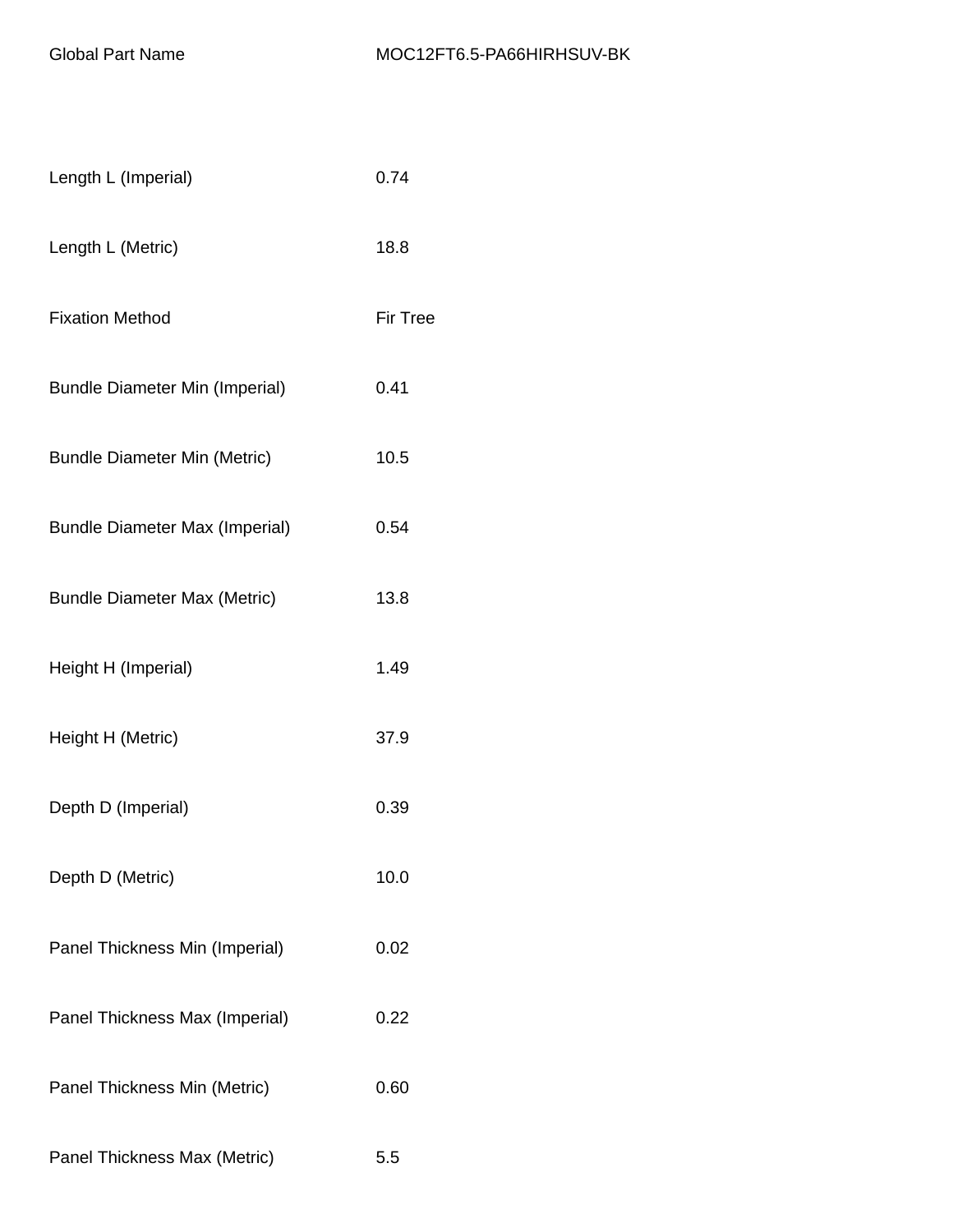| Global Part Name | MOC12FT6.5-PA66HIRHSUV-BK |
| --- | --- |
| Length L (Imperial) | 0.74 |
| Length L (Metric) | 18.8 |
| Fixation Method | Fir Tree |
| Bundle Diameter Min (Imperial) | 0.41 |
| Bundle Diameter Min (Metric) | 10.5 |
| Bundle Diameter Max (Imperial) | 0.54 |
| Bundle Diameter Max (Metric) | 13.8 |
| Height H (Imperial) | 1.49 |
| Height H (Metric) | 37.9 |
| Depth D (Imperial) | 0.39 |
| Depth D (Metric) | 10.0 |
| Panel Thickness Min (Imperial) | 0.02 |
| Panel Thickness Max (Imperial) | 0.22 |
| Panel Thickness Min (Metric) | 0.60 |
| Panel Thickness Max (Metric) | 5.5 |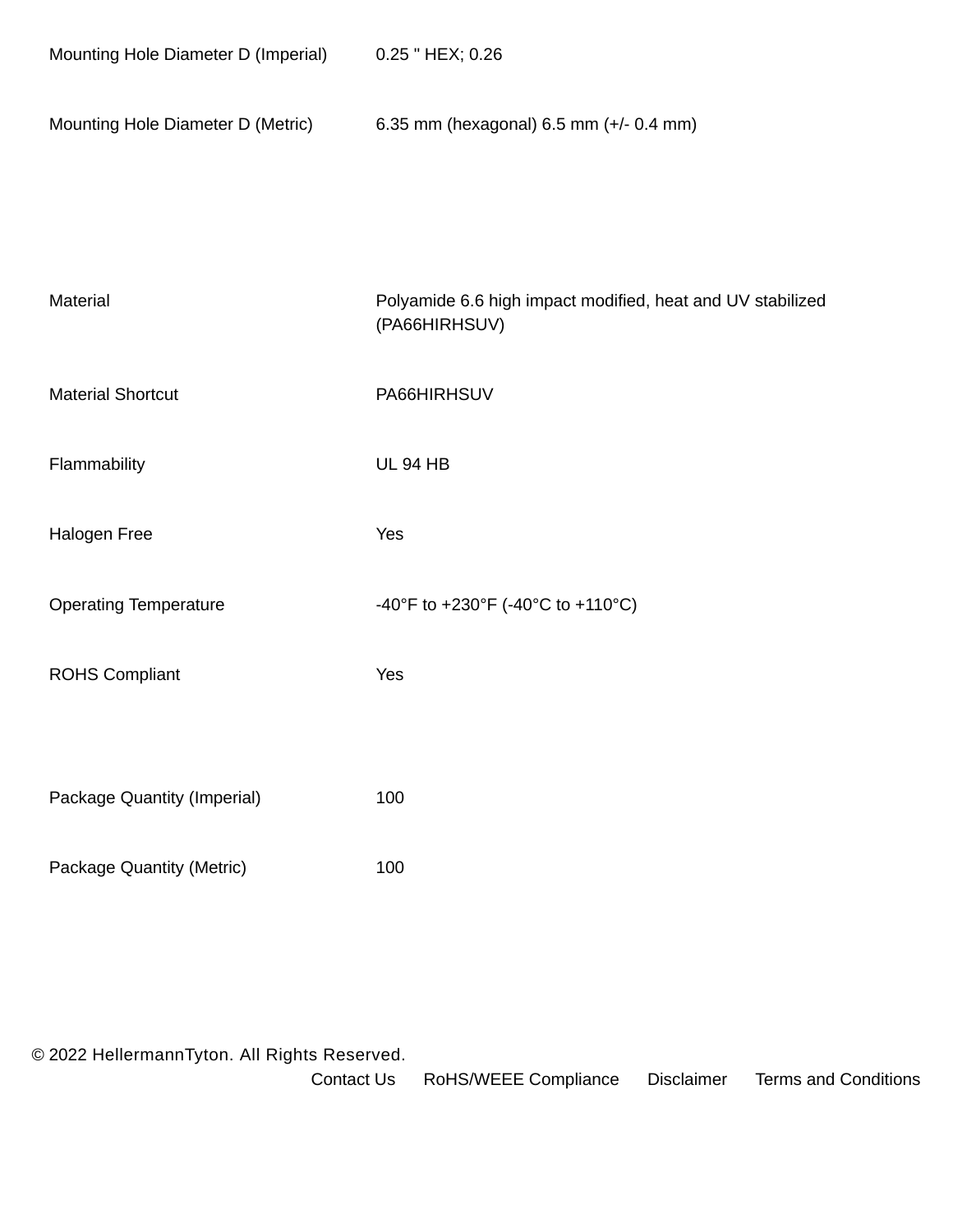| | |
|---|---|
| Mounting Hole Diameter D (Imperial) | 0.25 " HEX; 0.26 |
| Mounting Hole Diameter D (Metric) | 6.35 mm (hexagonal) 6.5 mm (+/- 0.4 mm) |

| | |
|---|---|
| Material | Polyamide 6.6 high impact modified, heat and UV stabilized (PA66HIRHSUV) |
| Material Shortcut | PA66HIRHSUV |
| Flammability | UL 94 HB |
| Halogen Free | Yes |
| Operating Temperature | -40°F to +230°F (-40°C to +110°C) |
| ROHS Compliant | Yes |

| | |
|---|---|
| Package Quantity (Imperial) | 100 |
| Package Quantity (Metric) | 100 |

© 2022 HellermannTyton. All Rights Reserved.

Contact Us RoHS/WEEE Compliance Disclaimer Terms and Conditions